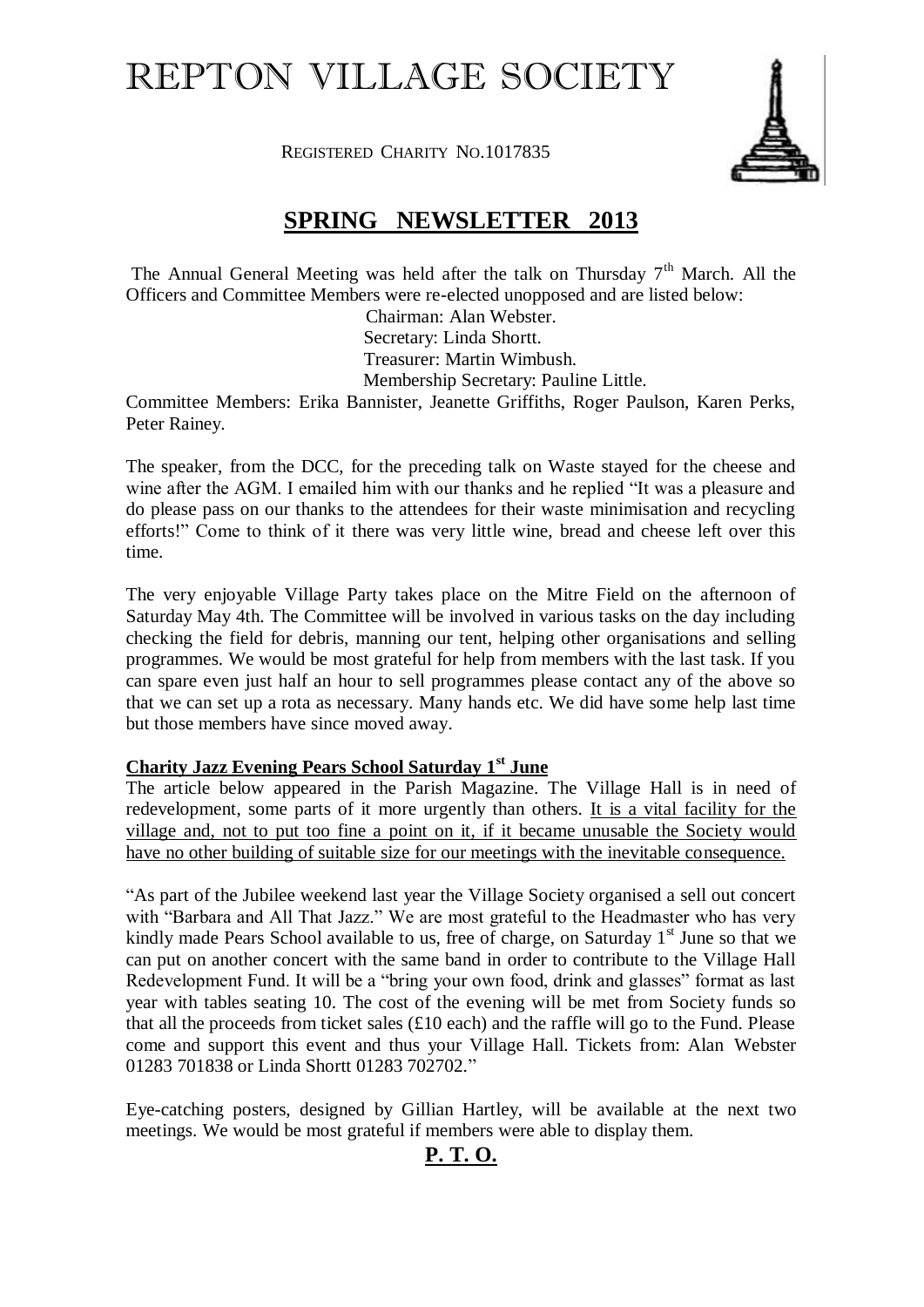# REPTON VILLAGE SOCIETY

REGISTERED CHARITY NO.1017835

## SPRING NEWSLETTER 2013

The Annual General Meeting was held after the talk on Thursday 7th March. All the Officers and Committee Members were re-elected unopposed and are listed below:

Chairman: Alan Webster.
Secretary: Linda Shortt.
Treasurer: Martin Wimbush.
Membership Secretary: Pauline Little.

Committee Members: Erika Bannister, Jeanette Griffiths, Roger Paulson, Karen Perks, Peter Rainey.

The speaker, from the DCC, for the preceding talk on Waste stayed for the cheese and wine after the AGM. I emailed him with our thanks and he replied "It was a pleasure and do please pass on our thanks to the attendees for their waste minimisation and recycling efforts!" Come to think of it there was very little wine, bread and cheese left over this time.

The very enjoyable Village Party takes place on the Mitre Field on the afternoon of Saturday May 4th. The Committee will be involved in various tasks on the day including checking the field for debris, manning our tent, helping other organisations and selling programmes. We would be most grateful for help from members with the last task. If you can spare even just half an hour to sell programmes please contact any of the above so that we can set up a rota as necessary. Many hands etc. We did have some help last time but those members have since moved away.

**Charity Jazz Evening Pears School Saturday 1st June**

The article below appeared in the Parish Magazine. The Village Hall is in need of redevelopment, some parts of it more urgently than others. It is a vital facility for the village and, not to put too fine a point on it, if it became unusable the Society would have no other building of suitable size for our meetings with the inevitable consequence.

"As part of the Jubilee weekend last year the Village Society organised a sell out concert with "Barbara and All That Jazz." We are most grateful to the Headmaster who has very kindly made Pears School available to us, free of charge, on Saturday 1st June so that we can put on another concert with the same band in order to contribute to the Village Hall Redevelopment Fund. It will be a "bring your own food, drink and glasses" format as last year with tables seating 10. The cost of the evening will be met from Society funds so that all the proceeds from ticket sales (£10 each) and the raffle will go to the Fund. Please come and support this event and thus your Village Hall. Tickets from: Alan Webster 01283 701838 or Linda Shortt 01283 702702."

Eye-catching posters, designed by Gillian Hartley, will be available at the next two meetings. We would be most grateful if members were able to display them.

**P. T. O.**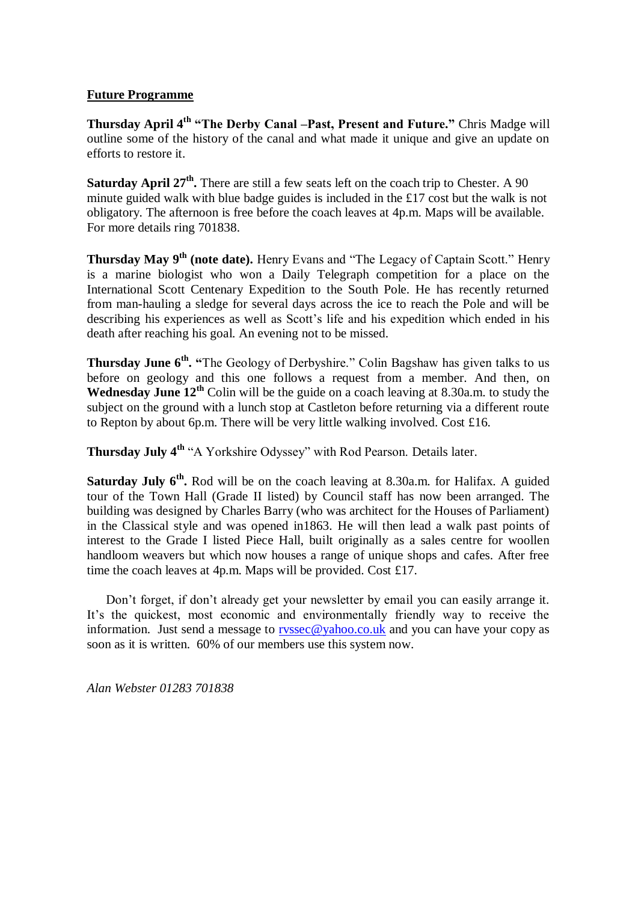**Future Programme**

**Thursday April 4th "The Derby Canal –Past, Present and Future."** Chris Madge will outline some of the history of the canal and what made it unique and give an update on efforts to restore it.

**Saturday April 27th.** There are still a few seats left on the coach trip to Chester. A 90 minute guided walk with blue badge guides is included in the £17 cost but the walk is not obligatory. The afternoon is free before the coach leaves at 4p.m. Maps will be available. For more details ring 701838.

**Thursday May 9th (note date).** Henry Evans and "The Legacy of Captain Scott." Henry is a marine biologist who won a Daily Telegraph competition for a place on the International Scott Centenary Expedition to the South Pole. He has recently returned from man-hauling a sledge for several days across the ice to reach the Pole and will be describing his experiences as well as Scott's life and his expedition which ended in his death after reaching his goal. An evening not to be missed.

**Thursday June 6th. "**The Geology of Derbyshire." Colin Bagshaw has given talks to us before on geology and this one follows a request from a member. And then, on **Wednesday June 12th** Colin will be the guide on a coach leaving at 8.30a.m. to study the subject on the ground with a lunch stop at Castleton before returning via a different route to Repton by about 6p.m. There will be very little walking involved. Cost £16.

**Thursday July 4th** "A Yorkshire Odyssey" with Rod Pearson. Details later.

**Saturday July 6th.** Rod will be on the coach leaving at 8.30a.m. for Halifax. A guided tour of the Town Hall (Grade II listed) by Council staff has now been arranged. The building was designed by Charles Barry (who was architect for the Houses of Parliament) in the Classical style and was opened in1863. He will then lead a walk past points of interest to the Grade I listed Piece Hall, built originally as a sales centre for woollen handloom weavers but which now houses a range of unique shops and cafes. After free time the coach leaves at 4p.m. Maps will be provided. Cost £17.

Don't forget, if don't already get your newsletter by email you can easily arrange it. It's the quickest, most economic and environmentally friendly way to receive the information. Just send a message to rvssec@yahoo.co.uk and you can have your copy as soon as it is written. 60% of our members use this system now.

*Alan Webster 01283 701838*